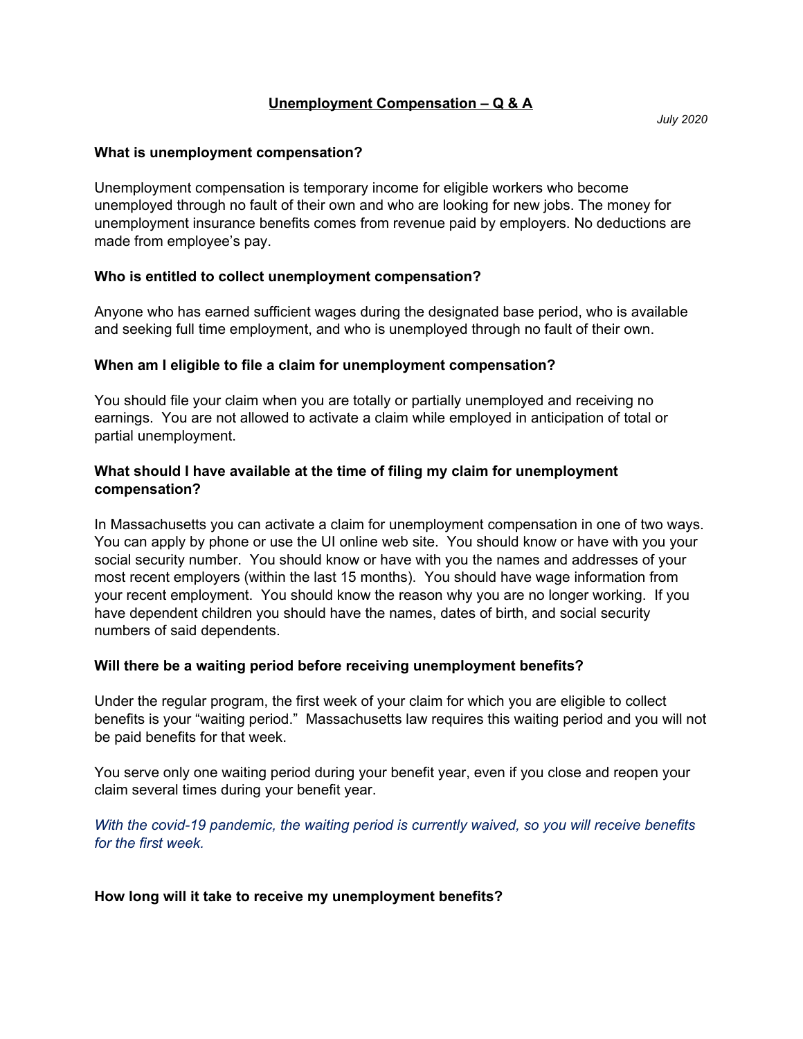# Unemployment Compensation – Q & A

*July 2020*

**What is unemployment compensation?**

Unemployment compensation is temporary income for eligible workers who become unemployed through no fault of their own and who are looking for new jobs. The money for unemployment insurance benefits comes from revenue paid by employers. No deductions are made from employee's pay.

**Who is entitled to collect unemployment compensation?**

Anyone who has earned sufficient wages during the designated base period, who is available and seeking full time employment, and who is unemployed through no fault of their own.

**When am I eligible to file a claim for unemployment compensation?**

You should file your claim when you are totally or partially unemployed and receiving no earnings. You are not allowed to activate a claim while employed in anticipation of total or partial unemployment.

**What should I have available at the time of filing my claim for unemployment compensation?**

In Massachusetts you can activate a claim for unemployment compensation in one of two ways. You can apply by phone or use the UI online web site. You should know or have with you your social security number. You should know or have with you the names and addresses of your most recent employers (within the last 15 months). You should have wage information from your recent employment. You should know the reason why you are no longer working. If you have dependent children you should have the names, dates of birth, and social security numbers of said dependents.

**Will there be a waiting period before receiving unemployment benefits?**

Under the regular program, the first week of your claim for which you are eligible to collect benefits is your "waiting period." Massachusetts law requires this waiting period and you will not be paid benefits for that week.

You serve only one waiting period during your benefit year, even if you close and reopen your claim several times during your benefit year.

*With the covid-19 pandemic, the waiting period is currently waived, so you will receive benefits for the first week.*

**How long will it take to receive my unemployment benefits?**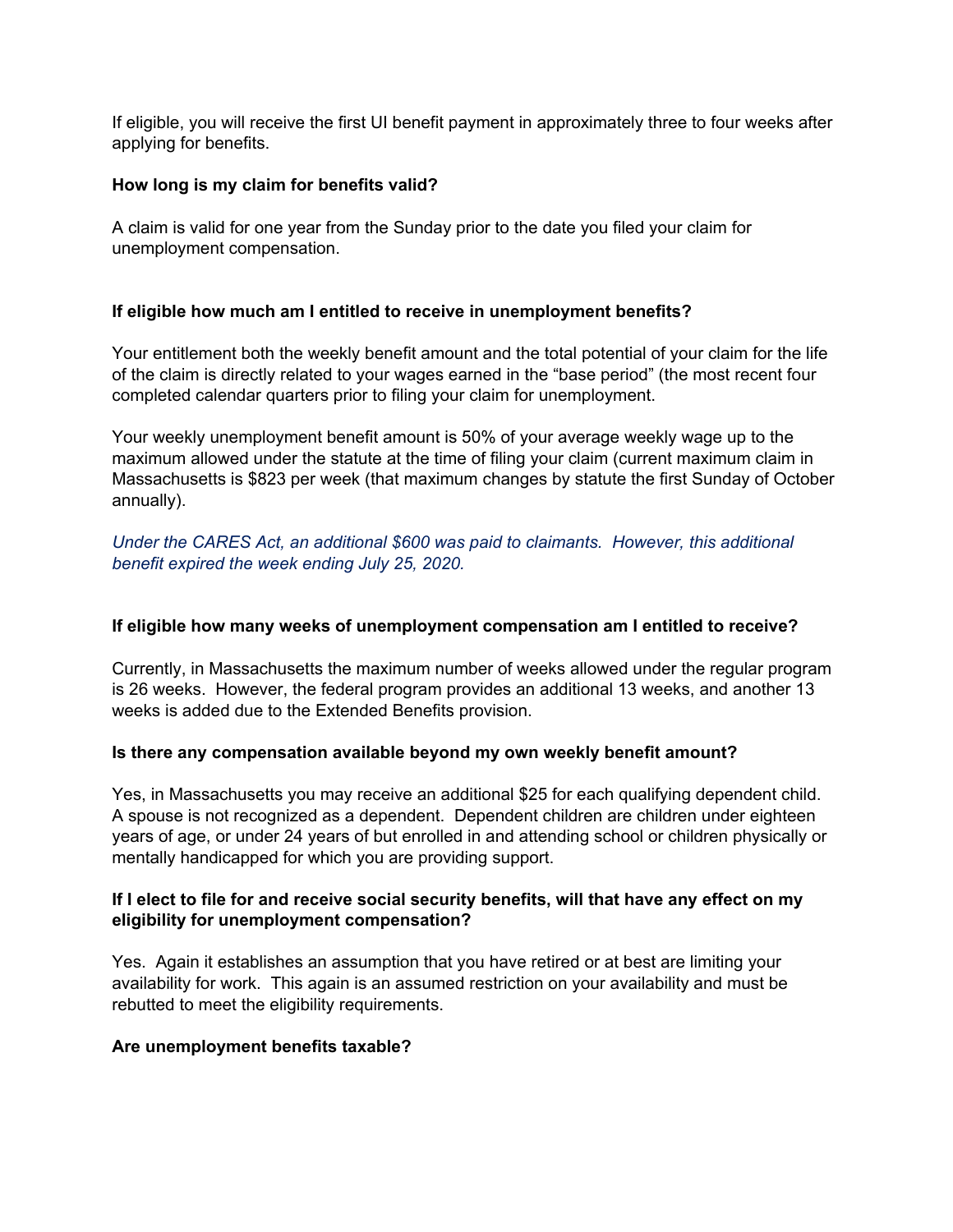If eligible, you will receive the first UI benefit payment in approximately three to four weeks after applying for benefits.

**How long is my claim for benefits valid?**

A claim is valid for one year from the Sunday prior to the date you filed your claim for unemployment compensation.

**If eligible how much am I entitled to receive in unemployment benefits?**

Your entitlement both the weekly benefit amount and the total potential of your claim for the life of the claim is directly related to your wages earned in the "base period" (the most recent four completed calendar quarters prior to filing your claim for unemployment.

Your weekly unemployment benefit amount is 50% of your average weekly wage up to the maximum allowed under the statute at the time of filing your claim (current maximum claim in Massachusetts is $823 per week (that maximum changes by statute the first Sunday of October annually).

*Under the CARES Act, an additional $600 was paid to claimants. However, this additional benefit expired the week ending July 25, 2020.*

**If eligible how many weeks of unemployment compensation am I entitled to receive?**

Currently, in Massachusetts the maximum number of weeks allowed under the regular program is 26 weeks. However, the federal program provides an additional 13 weeks, and another 13 weeks is added due to the Extended Benefits provision.

**Is there any compensation available beyond my own weekly benefit amount?**

Yes, in Massachusetts you may receive an additional $25 for each qualifying dependent child. A spouse is not recognized as a dependent. Dependent children are children under eighteen years of age, or under 24 years of but enrolled in and attending school or children physically or mentally handicapped for which you are providing support.

**If I elect to file for and receive social security benefits, will that have any effect on my eligibility for unemployment compensation?**

Yes. Again it establishes an assumption that you have retired or at best are limiting your availability for work. This again is an assumed restriction on your availability and must be rebutted to meet the eligibility requirements.

**Are unemployment benefits taxable?**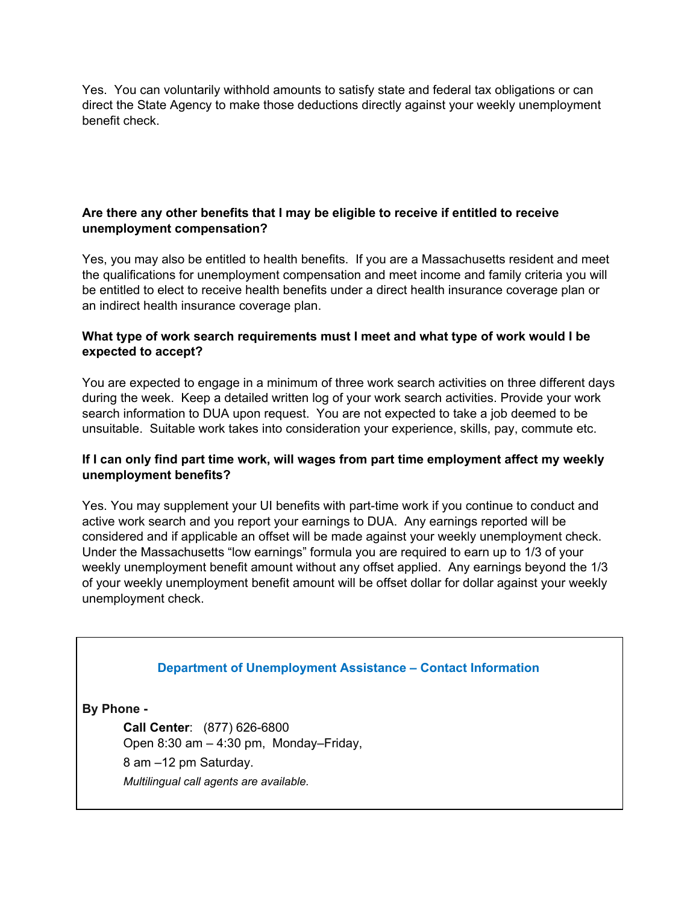Yes. You can voluntarily withhold amounts to satisfy state and federal tax obligations or can direct the State Agency to make those deductions directly against your weekly unemployment benefit check.

**Are there any other benefits that I may be eligible to receive if entitled to receive unemployment compensation?**

Yes, you may also be entitled to health benefits. If you are a Massachusetts resident and meet the qualifications for unemployment compensation and meet income and family criteria you will be entitled to elect to receive health benefits under a direct health insurance coverage plan or an indirect health insurance coverage plan.

**What type of work search requirements must I meet and what type of work would I be expected to accept?**

You are expected to engage in a minimum of three work search activities on three different days during the week. Keep a detailed written log of your work search activities. Provide your work search information to DUA upon request. You are not expected to take a job deemed to be unsuitable. Suitable work takes into consideration your experience, skills, pay, commute etc.

**If I can only find part time work, will wages from part time employment affect my weekly unemployment benefits?**

Yes. You may supplement your UI benefits with part-time work if you continue to conduct and active work search and you report your earnings to DUA. Any earnings reported will be considered and if applicable an offset will be made against your weekly unemployment check. Under the Massachusetts "low earnings" formula you are required to earn up to 1/3 of your weekly unemployment benefit amount without any offset applied. Any earnings beyond the 1/3 of your weekly unemployment benefit amount will be offset dollar for dollar against your weekly unemployment check.

## Department of Unemployment Assistance – Contact Information

**By Phone -**

**Call Center**: (877) 626-6800
Open 8:30 am – 4:30 pm, Monday–Friday,
8 am –12 pm Saturday.
*Multilingual call agents are available.*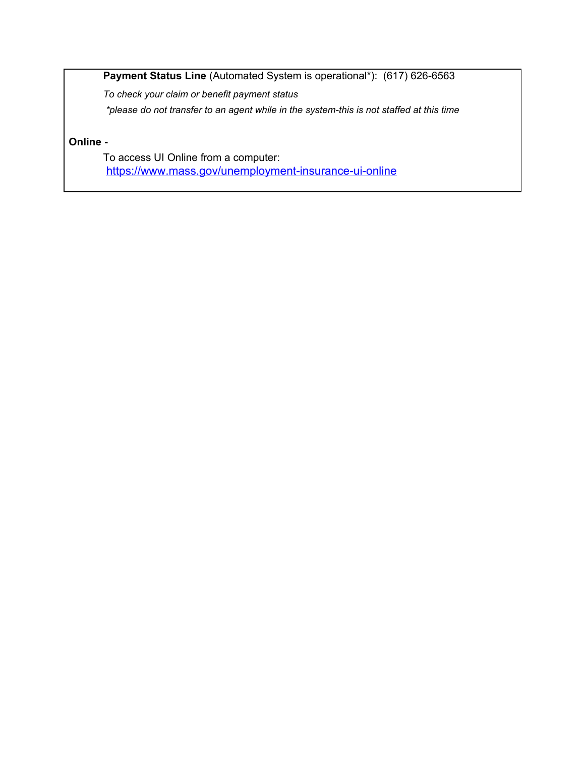**Payment Status Line** (Automated System is operational*): (617) 626-6563

*To check your claim or benefit payment status*

**please do not transfer to an agent while in the system-this is not staffed at this time*

**Online -**

To access UI Online from a computer:
[https://www.mass.gov/unemployment-insurance-ui-online](https://www.mass.gov/unemployment-insurance-ui-online)